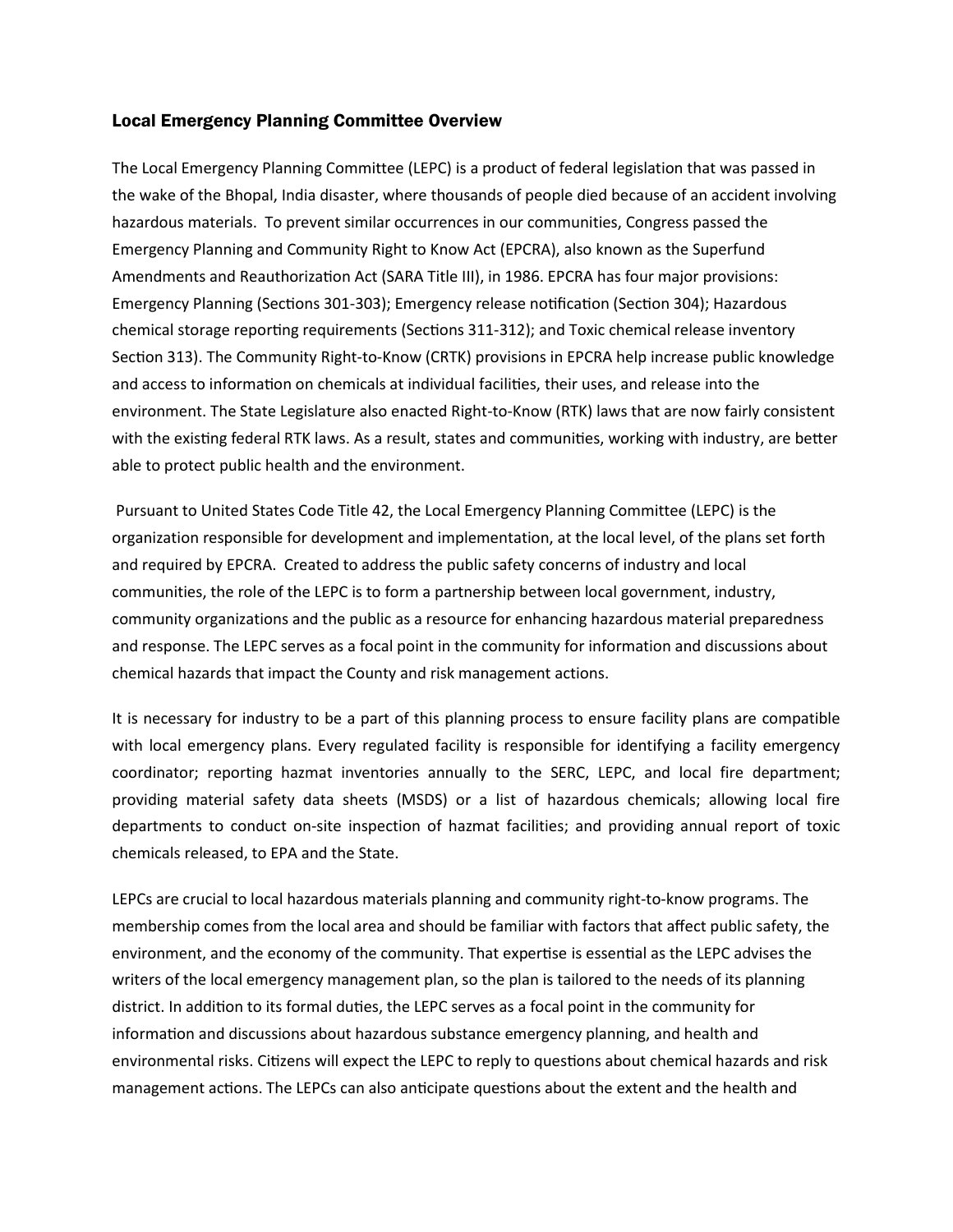## Local Emergency Planning Committee Overview

The Local Emergency Planning Committee (LEPC) is a product of federal legislation that was passed in the wake of the Bhopal, India disaster, where thousands of people died because of an accident involving hazardous materials. To prevent similar occurrences in our communities, Congress passed the Emergency Planning and Community Right to Know Act (EPCRA), also known as the Superfund Amendments and Reauthorization Act (SARA Title III), in 1986. EPCRA has four major provisions: Emergency Planning (Sections 301-303); Emergency release notification (Section 304); Hazardous chemical storage reporting requirements (Sections 311-312); and Toxic chemical release inventory Section 313). The Community Right-to-Know (CRTK) provisions in EPCRA help increase public knowledge and access to information on chemicals at individual facilities, their uses, and release into the environment. The State Legislature also enacted Right-to-Know (RTK) laws that are now fairly consistent with the existing federal RTK laws. As a result, states and communities, working with industry, are better able to protect public health and the environment.

Pursuant to United States Code Title 42, the Local Emergency Planning Committee (LEPC) is the organization responsible for development and implementation, at the local level, of the plans set forth and required by EPCRA. Created to address the public safety concerns of industry and local communities, the role of the LEPC is to form a partnership between local government, industry, community organizations and the public as a resource for enhancing hazardous material preparedness and response. The LEPC serves as a focal point in the community for information and discussions about chemical hazards that impact the County and risk management actions.

It is necessary for industry to be a part of this planning process to ensure facility plans are compatible with local emergency plans. Every regulated facility is responsible for identifying a facility emergency coordinator; reporting hazmat inventories annually to the SERC, LEPC, and local fire department; providing material safety data sheets (MSDS) or a list of hazardous chemicals; allowing local fire departments to conduct on-site inspection of hazmat facilities; and providing annual report of toxic chemicals released, to EPA and the State.

LEPCs are crucial to local hazardous materials planning and community right-to-know programs. The membership comes from the local area and should be familiar with factors that affect public safety, the environment, and the economy of the community. That expertise is essential as the LEPC advises the writers of the local emergency management plan, so the plan is tailored to the needs of its planning district. In addition to its formal duties, the LEPC serves as a focal point in the community for information and discussions about hazardous substance emergency planning, and health and environmental risks. Citizens will expect the LEPC to reply to questions about chemical hazards and risk management actions. The LEPCs can also anticipate questions about the extent and the health and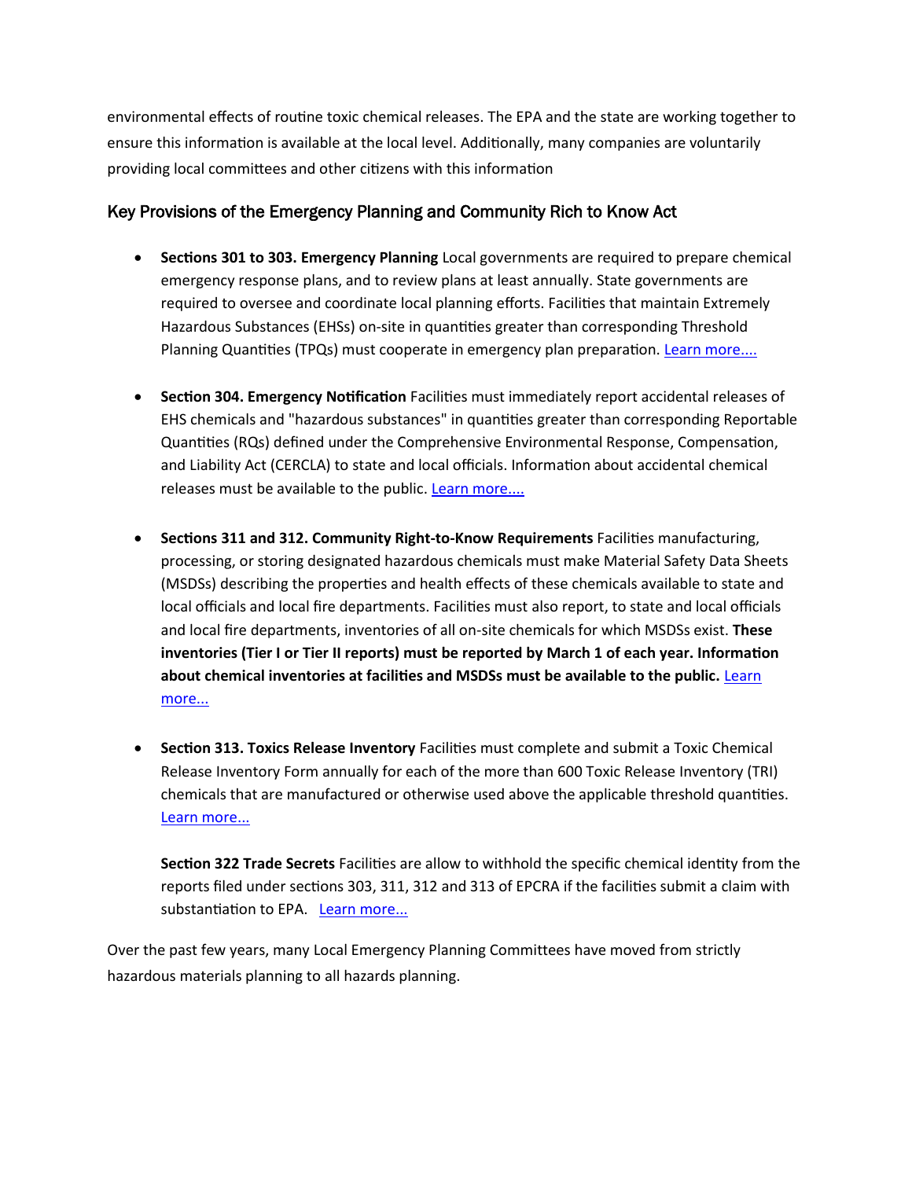environmental effects of routine toxic chemical releases. The EPA and the state are working together to ensure this information is available at the local level. Additionally, many companies are voluntarily providing local committees and other citizens with this information

## Key Provisions of the Emergency Planning and Community Rich to Know Act

- **Sections 301 to 303. Emergency Planning** Local governments are required to prepare chemical emergency response plans, and to review plans at least annually. State governments are required to oversee and coordinate local planning efforts. Facilities that maintain Extremely Hazardous Substances (EHSs) on-site in quantities greater than corresponding Threshold Planning Quantities (TPQs) must cooperate in emergency plan preparation. Learn more....

- **Section 304. Emergency Notification** Facilities must immediately report accidental releases of EHS chemicals and "hazardous substances" in quantities greater than corresponding Reportable Quantities (RQs) defined under the Comprehensive Environmental Response, Compensation, and Liability Act (CERCLA) to state and local officials. Information about accidental chemical releases must be available to the public. Learn more....

- **Sections 311 and 312. Community Right-to-Know Requirements** Facilities manufacturing, processing, or storing designated hazardous chemicals must make Material Safety Data Sheets (MSDSs) describing the properties and health effects of these chemicals available to state and local officials and local fire departments. Facilities must also report, to state and local officials and local fire departments, inventories of all on-site chemicals for which MSDSs exist. **These inventories (Tier I or Tier II reports) must be reported by March 1 of each year. Information about chemical inventories at facilities and MSDSs must be available to the public.** Learn more...

- **Section 313. Toxics Release Inventory** Facilities must complete and submit a Toxic Chemical Release Inventory Form annually for each of the more than 600 Toxic Release Inventory (TRI) chemicals that are manufactured or otherwise used above the applicable threshold quantities. Learn more...

  **Section 322 Trade Secrets** Facilities are allow to withhold the specific chemical identity from the reports filed under sections 303, 311, 312 and 313 of EPCRA if the facilities submit a claim with substantiation to EPA. Learn more...

Over the past few years, many Local Emergency Planning Committees have moved from strictly hazardous materials planning to all hazards planning.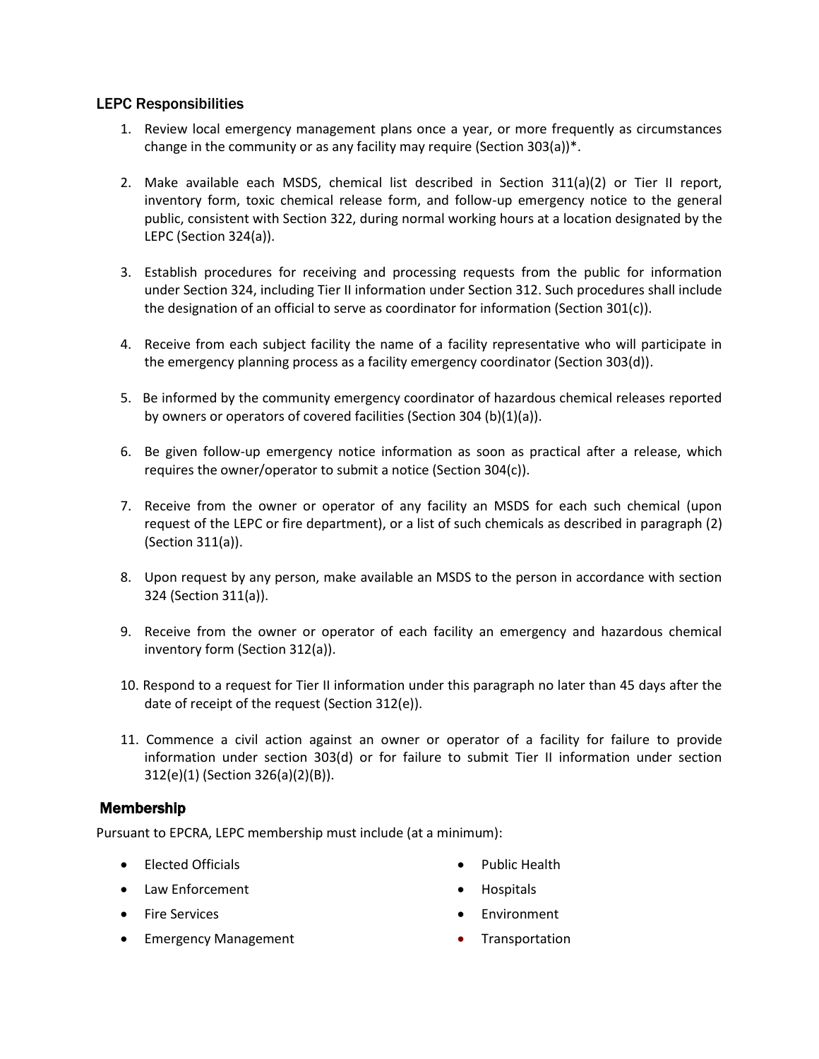## LEPC Responsibilities

1. Review local emergency management plans once a year, or more frequently as circumstances change in the community or as any facility may require (Section 303(a))*.

2. Make available each MSDS, chemical list described in Section 311(a)(2) or Tier II report, inventory form, toxic chemical release form, and follow-up emergency notice to the general public, consistent with Section 322, during normal working hours at a location designated by the LEPC (Section 324(a)).

3. Establish procedures for receiving and processing requests from the public for information under Section 324, including Tier II information under Section 312. Such procedures shall include the designation of an official to serve as coordinator for information (Section 301(c)).

4. Receive from each subject facility the name of a facility representative who will participate in the emergency planning process as a facility emergency coordinator (Section 303(d)).

5. Be informed by the community emergency coordinator of hazardous chemical releases reported by owners or operators of covered facilities (Section 304 (b)(1)(a)).

6. Be given follow-up emergency notice information as soon as practical after a release, which requires the owner/operator to submit a notice (Section 304(c)).

7. Receive from the owner or operator of any facility an MSDS for each such chemical (upon request of the LEPC or fire department), or a list of such chemicals as described in paragraph (2) (Section 311(a)).

8. Upon request by any person, make available an MSDS to the person in accordance with section 324 (Section 311(a)).

9. Receive from the owner or operator of each facility an emergency and hazardous chemical inventory form (Section 312(a)).

10. Respond to a request for Tier II information under this paragraph no later than 45 days after the date of receipt of the request (Section 312(e)).

11. Commence a civil action against an owner or operator of a facility for failure to provide information under section 303(d) or for failure to submit Tier II information under section 312(e)(1) (Section 326(a)(2)(B)).

## Membership

Pursuant to EPCRA, LEPC membership must include (at a minimum):

- Elected Officials
- Law Enforcement
- Fire Services
- Emergency Management
- Public Health
- Hospitals
- Environment
- Transportation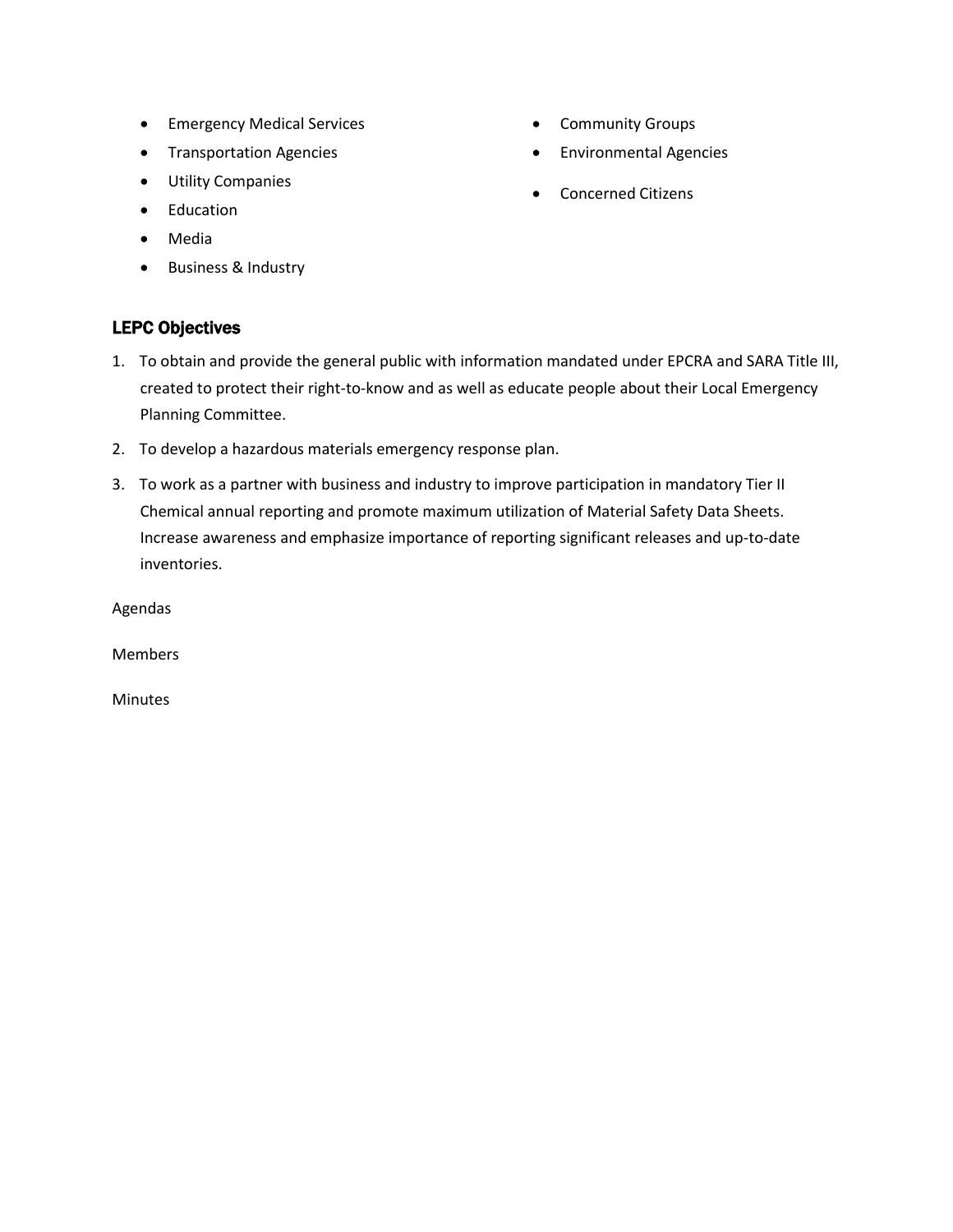- Emergency Medical Services
- Transportation Agencies
- Utility Companies
- Education
- Media
- Business & Industry
- Community Groups
- Environmental Agencies
- Concerned Citizens

### LEPC Objectives

1. To obtain and provide the general public with information mandated under EPCRA and SARA Title III, created to protect their right-to-know and as well as educate people about their Local Emergency Planning Committee.
2. To develop a hazardous materials emergency response plan.
3. To work as a partner with business and industry to improve participation in mandatory Tier II Chemical annual reporting and promote maximum utilization of Material Safety Data Sheets. Increase awareness and emphasize importance of reporting significant releases and up-to-date inventories.

Agendas

Members

Minutes